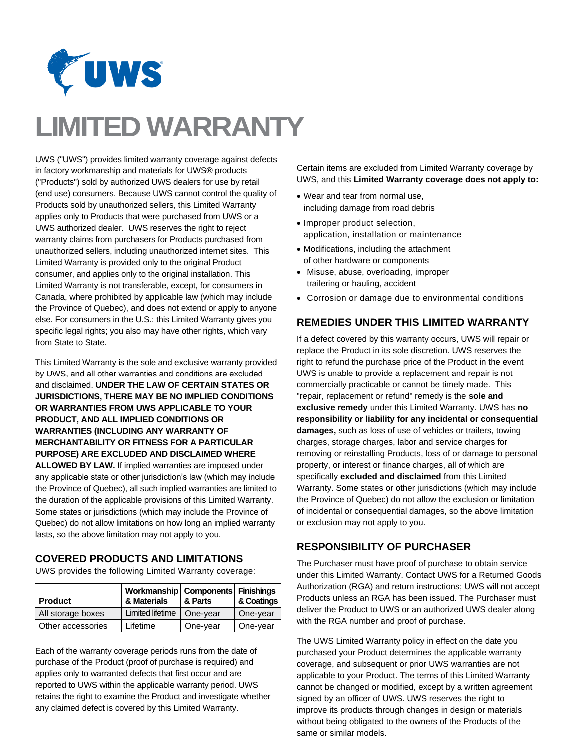# LIMITED WARRANTY

UWS ("UWS") provides limited warranty coverage against defects in factory workmanship and materials for UWS® products ("Products") sold by authorized UWS dealers for use by retail (end use) consumers. Because UWS cannot control the quality of Products sold by unauthorized sellers, this Limited Warranty applies only to Products that were purchased from UWS or a UWS authorized dealer. UWS reserves the right to reject warranty claims from purchasers for Products purchased from unauthorized sellers, including unauthorized internet sites. This Limited Warranty is provided only to the original Product consumer, and applies only to the original installation. This Limited Warranty is not transferable, except, for consumers in Canada, where prohibited by applicable law (which may include the Province of Quebec), and does not extend or apply to anyone else. For consumers in the U.S.: this Limited Warranty gives you specific legal rights; you also may have other rights, which vary from State to State.

This Limited Warranty is the sole and exclusive warranty provided by UWS, and all other warranties and conditions are excluded and disclaimed. **UNDER THE LAW OF CERTAIN STATES OR JURISDICTIONS, THERE MAY BE NO IMPLIED CONDITIONS OR WARRANTIES FROM UWS APPLICABLE TO YOUR PRODUCT, AND ALL IMPLIED CONDITIONS OR WARRANTIES (INCLUDING ANY WARRANTY OF MERCHANTABILITY OR FITNESS FOR A PARTICULAR PURPOSE) ARE EXCLUDED AND DISCLAIMED WHERE ALLOWED BY LAW.** If implied warranties are imposed under any applicable state or other jurisdiction's law (which may include the Province of Quebec), all such implied warranties are limited to the duration of the applicable provisions of this Limited Warranty. Some states or jurisdictions (which may include the Province of Quebec) do not allow limitations on how long an implied warranty lasts, so the above limitation may not apply to you.

## COVERED PRODUCTS AND LIMITATIONS

UWS provides the following Limited Warranty coverage:

| Product | Workmanship & Materials | Components & Parts | Finishings & Coatings |
|---|---|---|---|
| All storage boxes | Limited lifetime | One-year | One-year |
| Other accessories | Lifetime | One-year | One-year |

Each of the warranty coverage periods runs from the date of purchase of the Product (proof of purchase is required) and applies only to warranted defects that first occur and are reported to UWS within the applicable warranty period. UWS retains the right to examine the Product and investigate whether any claimed defect is covered by this Limited Warranty.

Certain items are excluded from Limited Warranty coverage by UWS, and this **Limited Warranty coverage does not apply to:**

- Wear and tear from normal use, including damage from road debris
- Improper product selection, application, installation or maintenance
- Modifications, including the attachment of other hardware or components
- Misuse, abuse, overloading, improper trailering or hauling, accident
- Corrosion or damage due to environmental conditions

## REMEDIES UNDER THIS LIMITED WARRANTY

If a defect covered by this warranty occurs, UWS will repair or replace the Product in its sole discretion. UWS reserves the right to refund the purchase price of the Product in the event UWS is unable to provide a replacement and repair is not commercially practicable or cannot be timely made. This "repair, replacement or refund" remedy is the **sole and exclusive remedy** under this Limited Warranty. UWS has **no responsibility or liability for any incidental or consequential damages,** such as loss of use of vehicles or trailers, towing charges, storage charges, labor and service charges for removing or reinstalling Products, loss of or damage to personal property, or interest or finance charges, all of which are specifically **excluded and disclaimed** from this Limited Warranty. Some states or other jurisdictions (which may include the Province of Quebec) do not allow the exclusion or limitation of incidental or consequential damages, so the above limitation or exclusion may not apply to you.

## RESPONSIBILITY OF PURCHASER

The Purchaser must have proof of purchase to obtain service under this Limited Warranty. Contact UWS for a Returned Goods Authorization (RGA) and return instructions; UWS will not accept Products unless an RGA has been issued. The Purchaser must deliver the Product to UWS or an authorized UWS dealer along with the RGA number and proof of purchase.

The UWS Limited Warranty policy in effect on the date you purchased your Product determines the applicable warranty coverage, and subsequent or prior UWS warranties are not applicable to your Product. The terms of this Limited Warranty cannot be changed or modified, except by a written agreement signed by an officer of UWS. UWS reserves the right to improve its products through changes in design or materials without being obligated to the owners of the Products of the same or similar models.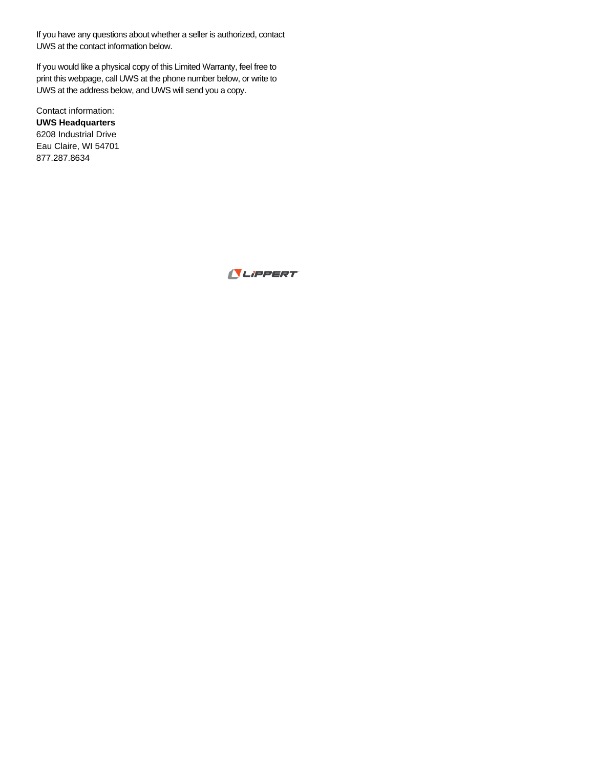If you have any questions about whether a seller is authorized, contact UWS at the contact information below.

If you would like a physical copy of this Limited Warranty, feel free to print this webpage, call UWS at the phone number below, or write to UWS at the address below, and UWS will send you a copy.

Contact information:
**UWS Headquarters**
6208 Industrial Drive
Eau Claire, WI 54701
877.287.8634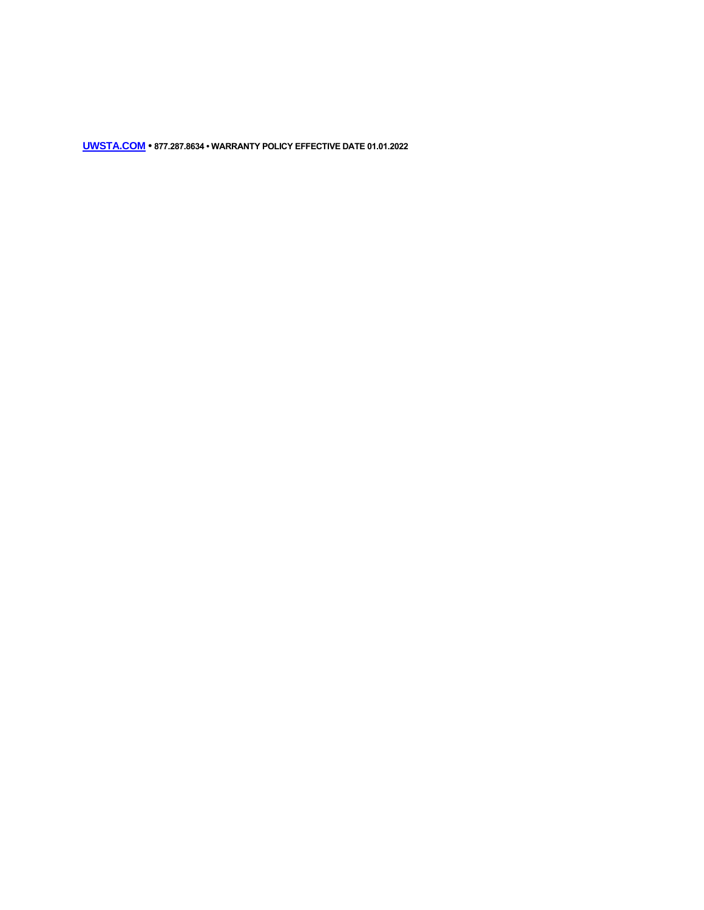**[UWSTA.COM](http://UWSTA.COM) • 877.287.8634 • WARRANTY POLICY EFFECTIVE DATE 01.01.2022**